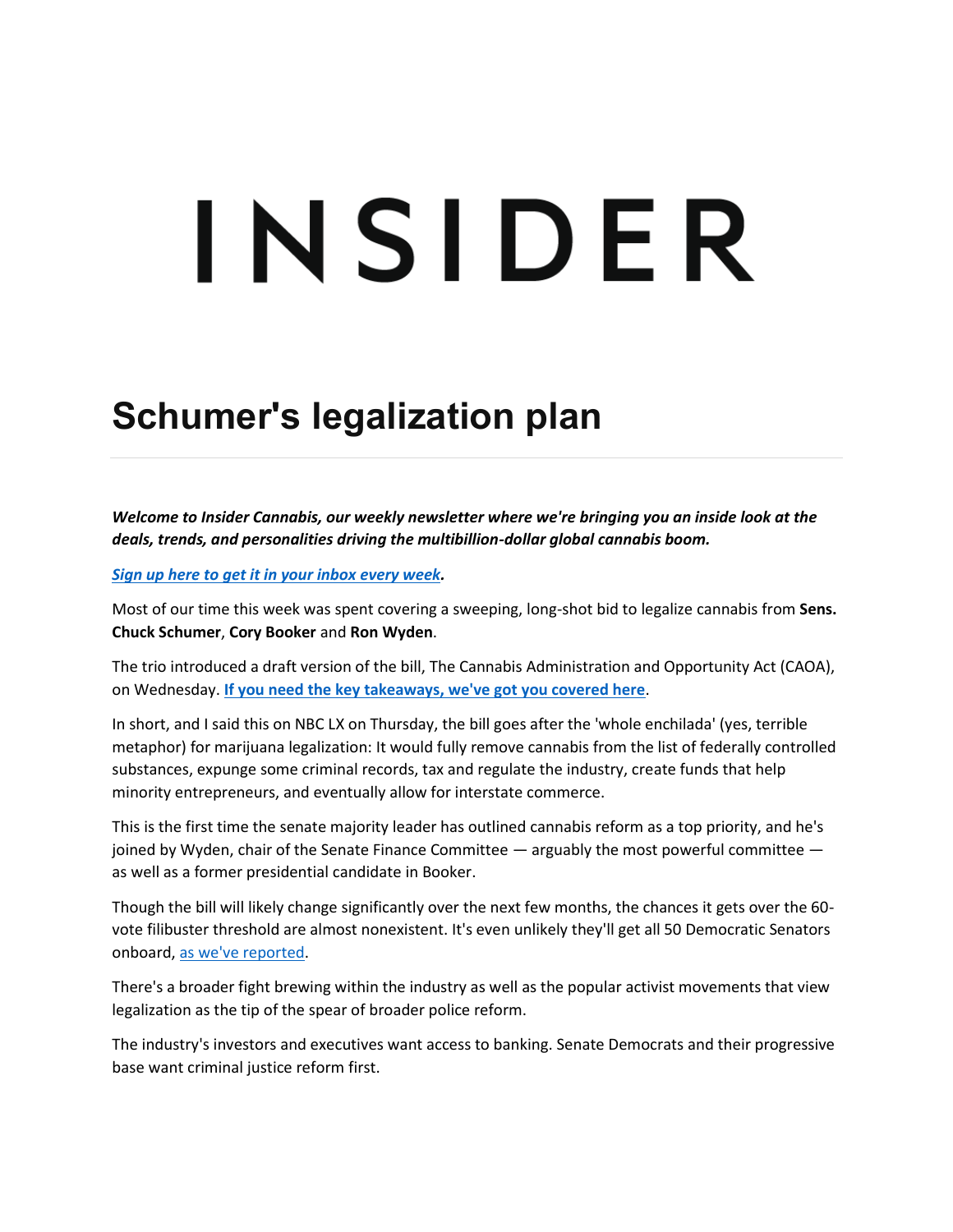# INSIDER

## Schumer's legalization plan

***Welcome to Insider Cannabis, our weekly newsletter where we're bringing you an inside look at the deals, trends, and personalities driving the multibillion-dollar global cannabis boom.***

***Sign up here to get it in your inbox every week.***

Most of our time this week was spent covering a sweeping, long-shot bid to legalize cannabis from **Sens. Chuck Schumer**, **Cory Booker** and **Ron Wyden**.

The trio introduced a draft version of the bill, The Cannabis Administration and Opportunity Act (CAOA), on Wednesday. **If you need the key takeaways, we've got you covered here**.

In short, and I said this on NBC LX on Thursday, the bill goes after the 'whole enchilada' (yes, terrible metaphor) for marijuana legalization: It would fully remove cannabis from the list of federally controlled substances, expunge some criminal records, tax and regulate the industry, create funds that help minority entrepreneurs, and eventually allow for interstate commerce.

This is the first time the senate majority leader has outlined cannabis reform as a top priority, and he's joined by Wyden, chair of the Senate Finance Committee — arguably the most powerful committee — as well as a former presidential candidate in Booker.

Though the bill will likely change significantly over the next few months, the chances it gets over the 60-vote filibuster threshold are almost nonexistent. It's even unlikely they'll get all 50 Democratic Senators onboard, as we've reported.

There's a broader fight brewing within the industry as well as the popular activist movements that view legalization as the tip of the spear of broader police reform.

The industry's investors and executives want access to banking. Senate Democrats and their progressive base want criminal justice reform first.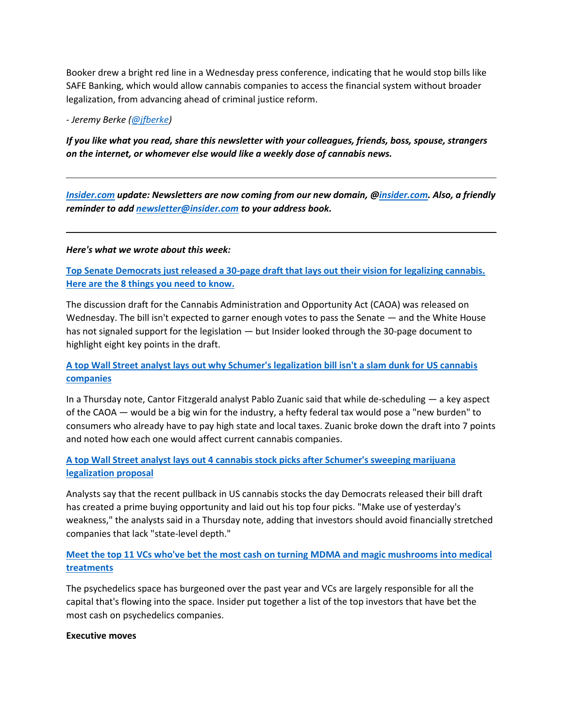Booker drew a bright red line in a Wednesday press conference, indicating that he would stop bills like SAFE Banking, which would allow cannabis companies to access the financial system without broader legalization, from advancing ahead of criminal justice reform.

*- Jeremy Berke (@jfberke)*

***If you like what you read, share this newsletter with your colleagues, friends, boss, spouse, strangers on the internet, or whomever else would like a weekly dose of cannabis news.***

---

***Insider.com update: Newsletters are now coming from our new domain, @insider.com. Also, a friendly reminder to add newsletter@insider.com to your address book.***

---

***Here's what we wrote about this week:***

**Top Senate Democrats just released a 30-page draft that lays out their vision for legalizing cannabis. Here are the 8 things you need to know.**

The discussion draft for the Cannabis Administration and Opportunity Act (CAOA) was released on Wednesday. The bill isn't expected to garner enough votes to pass the Senate — and the White House has not signaled support for the legislation — but Insider looked through the 30-page document to highlight eight key points in the draft.

**A top Wall Street analyst lays out why Schumer's legalization bill isn't a slam dunk for US cannabis companies**

In a Thursday note, Cantor Fitzgerald analyst Pablo Zuanic said that while de-scheduling — a key aspect of the CAOA — would be a big win for the industry, a hefty federal tax would pose a "new burden" to consumers who already have to pay high state and local taxes. Zuanic broke down the draft into 7 points and noted how each one would affect current cannabis companies.

**A top Wall Street analyst lays out 4 cannabis stock picks after Schumer's sweeping marijuana legalization proposal**

Analysts say that the recent pullback in US cannabis stocks the day Democrats released their bill draft has created a prime buying opportunity and laid out his top four picks. "Make use of yesterday's weakness," the analysts said in a Thursday note, adding that investors should avoid financially stretched companies that lack "state-level depth."

**Meet the top 11 VCs who've bet the most cash on turning MDMA and magic mushrooms into medical treatments**

The psychedelics space has burgeoned over the past year and VCs are largely responsible for all the capital that's flowing into the space. Insider put together a list of the top investors that have bet the most cash on psychedelics companies.

**Executive moves**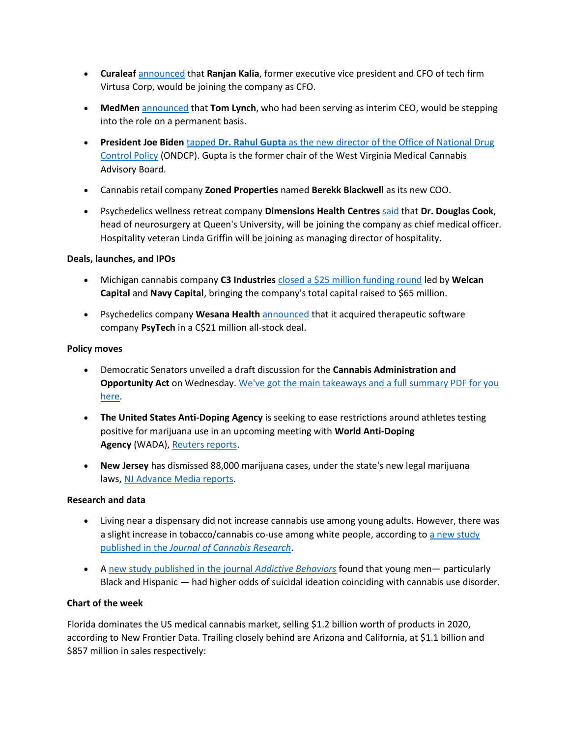- **Curaleaf** announced that **Ranjan Kalia**, former executive vice president and CFO of tech firm Virtusa Corp, would be joining the company as CFO.
- **MedMen** announced that **Tom Lynch**, who had been serving as interim CEO, would be stepping into the role on a permanent basis.
- **President Joe Biden** tapped **Dr. Rahul Gupta** as the new director of the Office of National Drug Control Policy (ONDCP). Gupta is the former chair of the West Virginia Medical Cannabis Advisory Board.
- Cannabis retail company **Zoned Properties** named **Berekk Blackwell** as its new COO.
- Psychedelics wellness retreat company **Dimensions Health Centres** said that **Dr. Douglas Cook**, head of neurosurgery at Queen's University, will be joining the company as chief medical officer. Hospitality veteran Linda Griffin will be joining as managing director of hospitality.

**Deals, launches, and IPOs**

- Michigan cannabis company **C3 Industries** closed a $25 million funding round led by **Welcan Capital** and **Navy Capital**, bringing the company's total capital raised to $65 million.
- Psychedelics company **Wesana Health** announced that it acquired therapeutic software company **PsyTech** in a C$21 million all-stock deal.

**Policy moves**

- Democratic Senators unveiled a draft discussion for the **Cannabis Administration and Opportunity Act** on Wednesday. We've got the main takeaways and a full summary PDF for you here.
- **The United States Anti-Doping Agency** is seeking to ease restrictions around athletes testing positive for marijuana use in an upcoming meeting with **World Anti-Doping Agency** (WADA), Reuters reports.
- **New Jersey** has dismissed 88,000 marijuana cases, under the state's new legal marijuana laws, NJ Advance Media reports.

**Research and data**

- Living near a dispensary did not increase cannabis use among young adults. However, there was a slight increase in tobacco/cannabis co-use among white people, according to a new study published in the *Journal of Cannabis Research*.
- A new study published in the journal *Addictive Behaviors* found that young men— particularly Black and Hispanic — had higher odds of suicidal ideation coinciding with cannabis use disorder.

**Chart of the week**

Florida dominates the US medical cannabis market, selling $1.2 billion worth of products in 2020, according to New Frontier Data. Trailing closely behind are Arizona and California, at $1.1 billion and $857 million in sales respectively: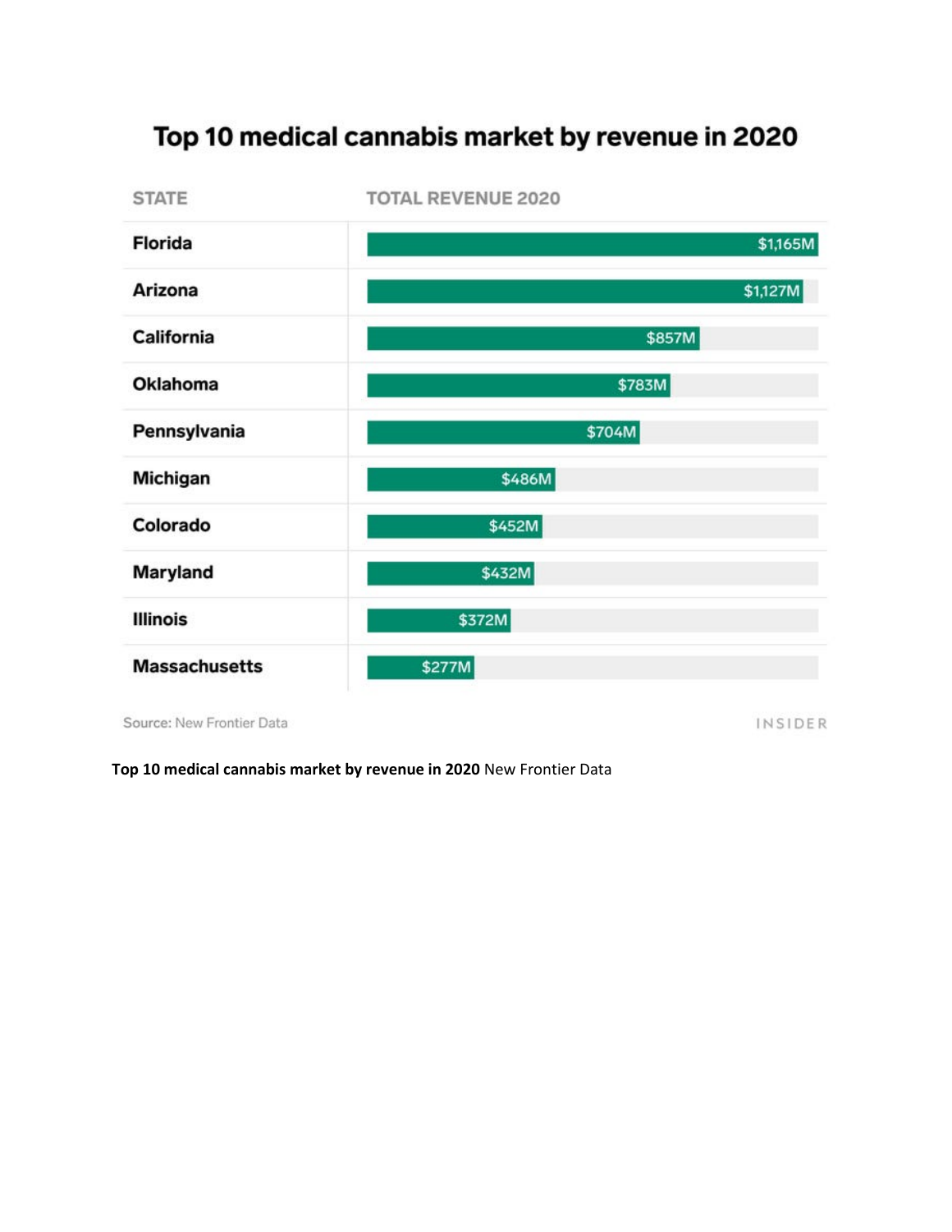Top 10 medical cannabis market by revenue in 2020

STATE

TOTAL REVENUE 2020

Florida
$1,165M

Arizona
$1,127M

California
$857M

Oklahoma
$783M

Pennsylvania
$704M

Michigan
$486M

Colorado
$452M

Maryland
$432M

Illinois
$372M

Massachusetts
$277M

Source: New Frontier Data

INSIDER

**Top 10 medical cannabis market by revenue in 2020** New Frontier Data